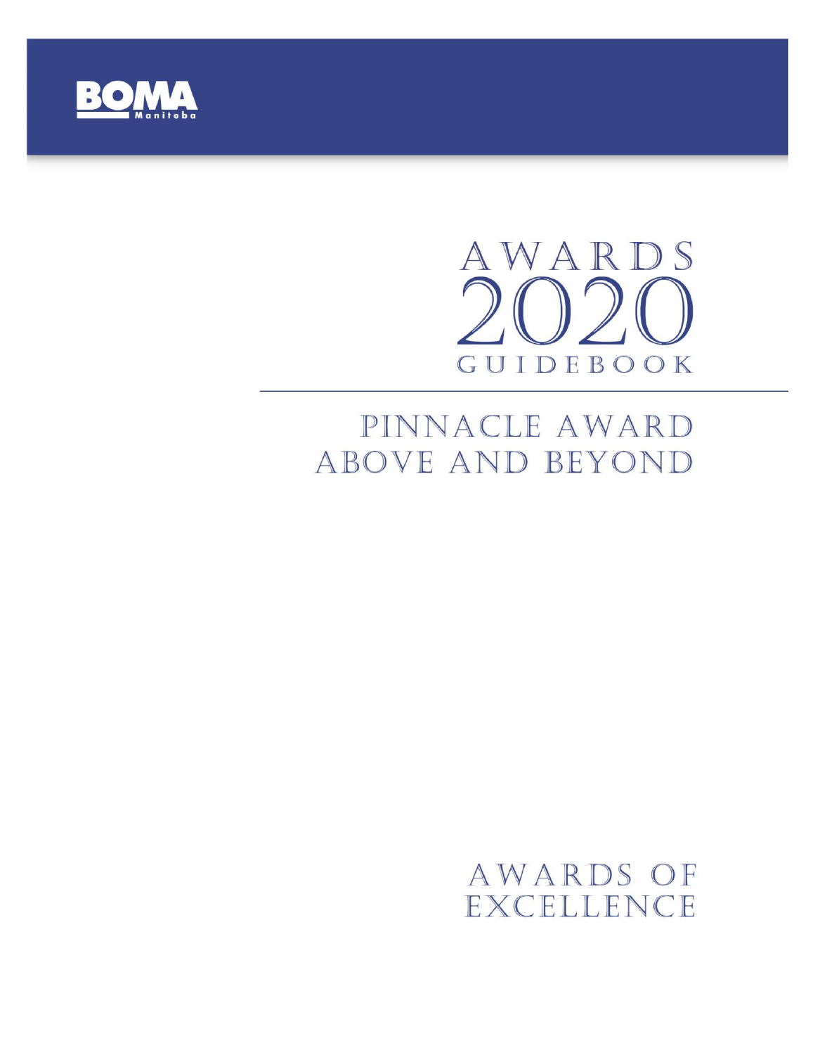BOMA Manitoba

# AWARDS 2020 GUIDEBOOK

## PINNACLE AWARD
## ABOVE AND BEYOND

## AWARDS OF EXCELLENCE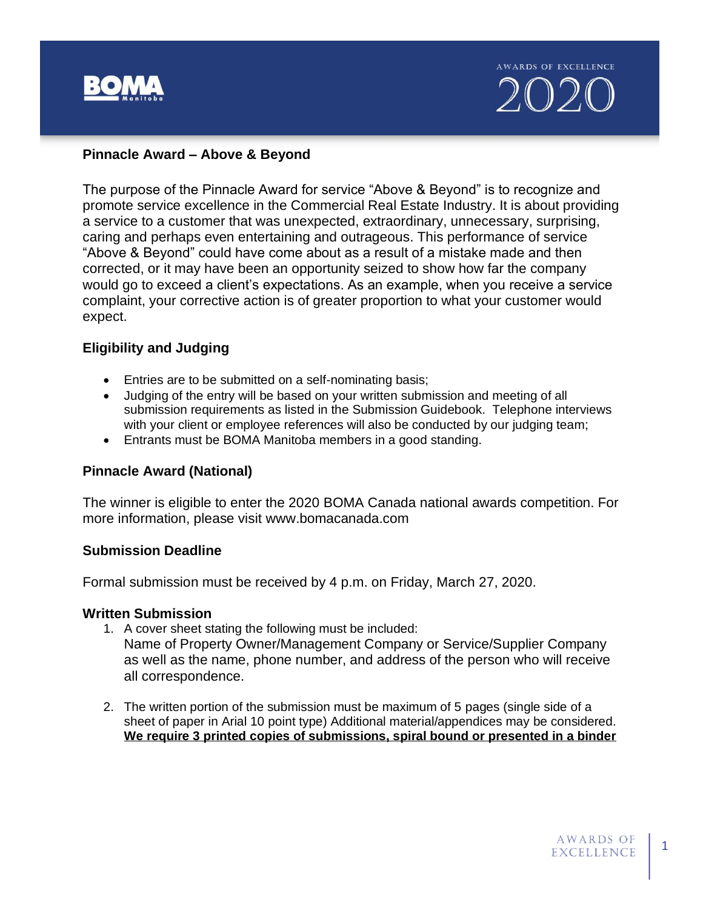## Pinnacle Award – Above & Beyond

The purpose of the Pinnacle Award for service "Above & Beyond" is to recognize and promote service excellence in the Commercial Real Estate Industry. It is about providing a service to a customer that was unexpected, extraordinary, unnecessary, surprising, caring and perhaps even entertaining and outrageous. This performance of service "Above & Beyond" could have come about as a result of a mistake made and then corrected, or it may have been an opportunity seized to show how far the company would go to exceed a client's expectations. As an example, when you receive a service complaint, your corrective action is of greater proportion to what your customer would expect.

### Eligibility and Judging

- Entries are to be submitted on a self-nominating basis;
- Judging of the entry will be based on your written submission and meeting of all submission requirements as listed in the Submission Guidebook. Telephone interviews with your client or employee references will also be conducted by our judging team;
- Entrants must be BOMA Manitoba members in a good standing.

### Pinnacle Award (National)

The winner is eligible to enter the 2020 BOMA Canada national awards competition. For more information, please visit www.bomacanada.com

### Submission Deadline

Formal submission must be received by 4 p.m. on Friday, March 27, 2020.

### Written Submission

1. A cover sheet stating the following must be included:
   Name of Property Owner/Management Company or Service/Supplier Company as well as the name, phone number, and address of the person who will receive all correspondence.

2. The written portion of the submission must be maximum of 5 pages (single side of a sheet of paper in Arial 10 point type) Additional material/appendices may be considered. **We require 3 printed copies of submissions, spiral bound or presented in a binder**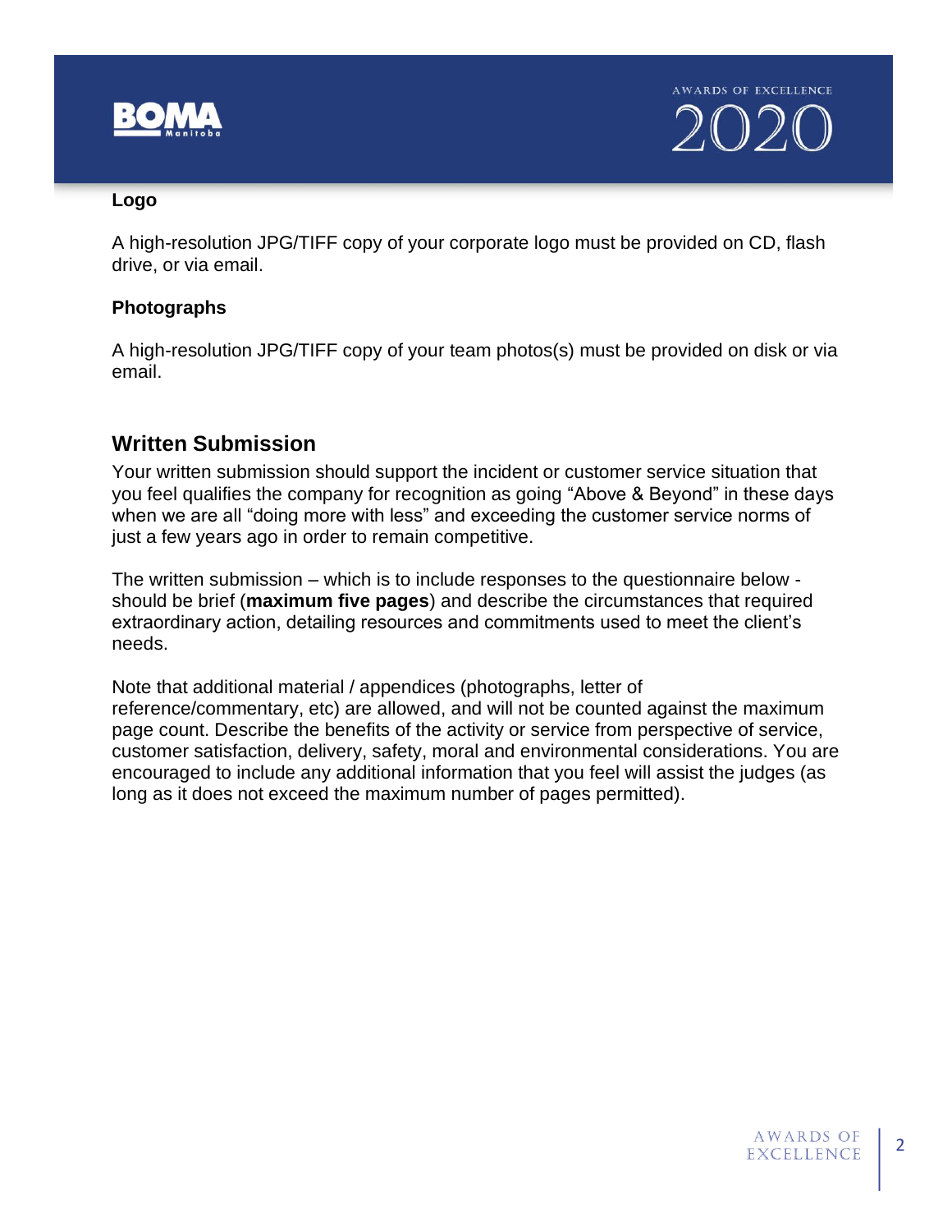**Logo**

A high-resolution JPG/TIFF copy of your corporate logo must be provided on CD, flash drive, or via email.

**Photographs**

A high-resolution JPG/TIFF copy of your team photos(s) must be provided on disk or via email.

## Written Submission

Your written submission should support the incident or customer service situation that you feel qualifies the company for recognition as going "Above & Beyond" in these days when we are all "doing more with less" and exceeding the customer service norms of just a few years ago in order to remain competitive.

The written submission – which is to include responses to the questionnaire below - should be brief (**maximum five pages**) and describe the circumstances that required extraordinary action, detailing resources and commitments used to meet the client's needs.

Note that additional material / appendices (photographs, letter of reference/commentary, etc) are allowed, and will not be counted against the maximum page count. Describe the benefits of the activity or service from perspective of service, customer satisfaction, delivery, safety, moral and environmental considerations. You are encouraged to include any additional information that you feel will assist the judges (as long as it does not exceed the maximum number of pages permitted).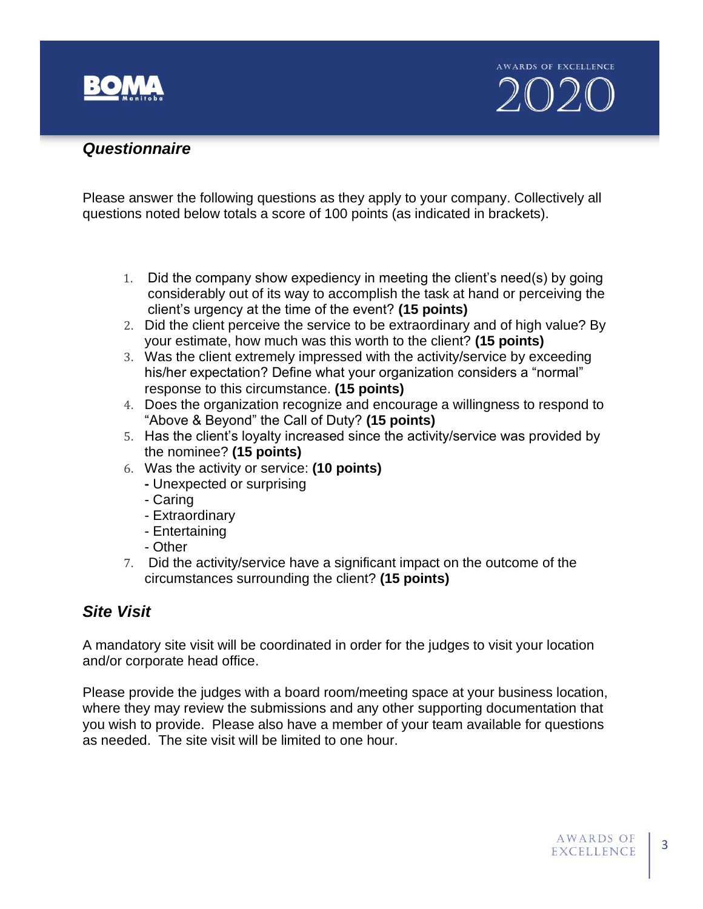## *Questionnaire*

Please answer the following questions as they apply to your company. Collectively all questions noted below totals a score of 100 points (as indicated in brackets).

1. Did the company show expediency in meeting the client's need(s) by going considerably out of its way to accomplish the task at hand or perceiving the client's urgency at the time of the event? **(15 points)**
2. Did the client perceive the service to be extraordinary and of high value? By your estimate, how much was this worth to the client? **(15 points)**
3. Was the client extremely impressed with the activity/service by exceeding his/her expectation? Define what your organization considers a "normal" response to this circumstance. **(15 points)**
4. Does the organization recognize and encourage a willingness to respond to "Above & Beyond" the Call of Duty? **(15 points)**
5. Has the client's loyalty increased since the activity/service was provided by the nominee? **(15 points)**
6. Was the activity or service: **(10 points)**
   - Unexpected or surprising
   - Caring
   - Extraordinary
   - Entertaining
   - Other
7. Did the activity/service have a significant impact on the outcome of the circumstances surrounding the client? **(15 points)**

## *Site Visit*

A mandatory site visit will be coordinated in order for the judges to visit your location and/or corporate head office.

Please provide the judges with a board room/meeting space at your business location, where they may review the submissions and any other supporting documentation that you wish to provide. Please also have a member of your team available for questions as needed. The site visit will be limited to one hour.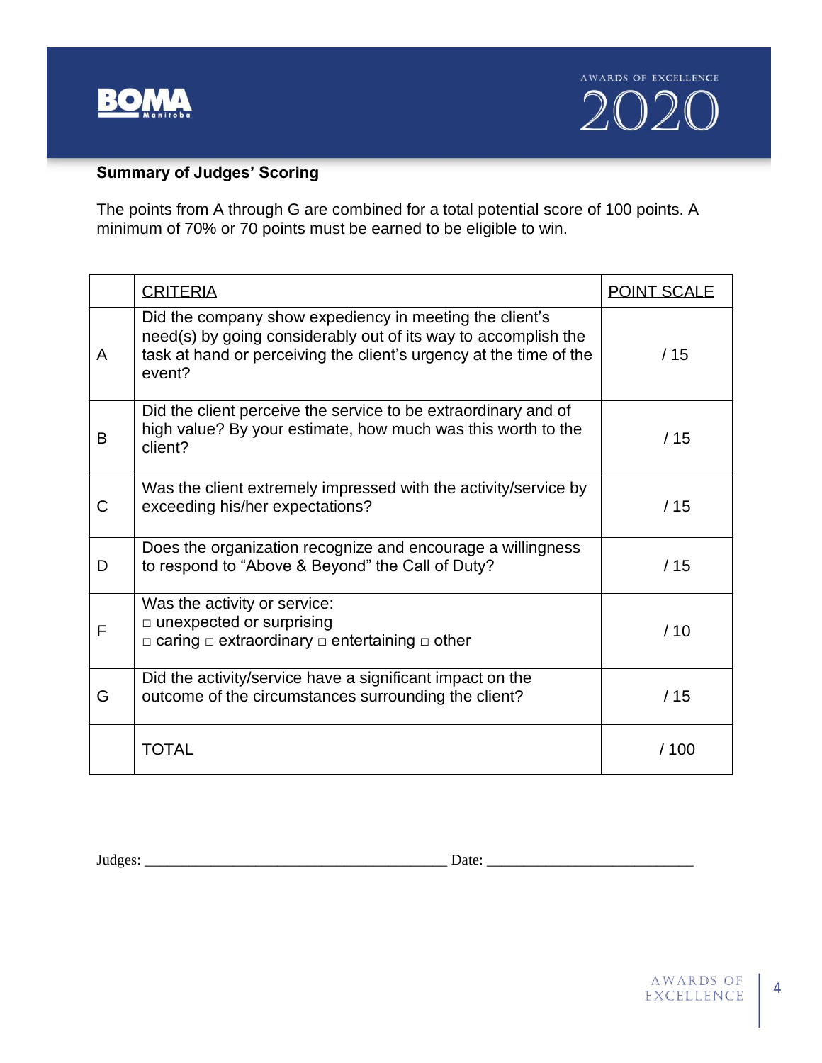**Summary of Judges' Scoring**

The points from A through G are combined for a total potential score of 100 points. A minimum of 70% or 70 points must be earned to be eligible to win.

| | CRITERIA | POINT SCALE |
|---|---|---|
| A | Did the company show expediency in meeting the client's need(s) by going considerably out of its way to accomplish the task at hand or perceiving the client's urgency at the time of the event? | / 15 |
| B | Did the client perceive the service to be extraordinary and of high value? By your estimate, how much was this worth to the client? | / 15 |
| C | Was the client extremely impressed with the activity/service by exceeding his/her expectations? | / 15 |
| D | Does the organization recognize and encourage a willingness to respond to "Above & Beyond" the Call of Duty? | / 15 |
| F | Was the activity or service: □ unexpected or surprising □ caring □ extraordinary □ entertaining □ other | / 10 |
| G | Did the activity/service have a significant impact on the outcome of the circumstances surrounding the client? | / 15 |
| | TOTAL | / 100 |

Judges: ________________________________________ Date: ____________________________